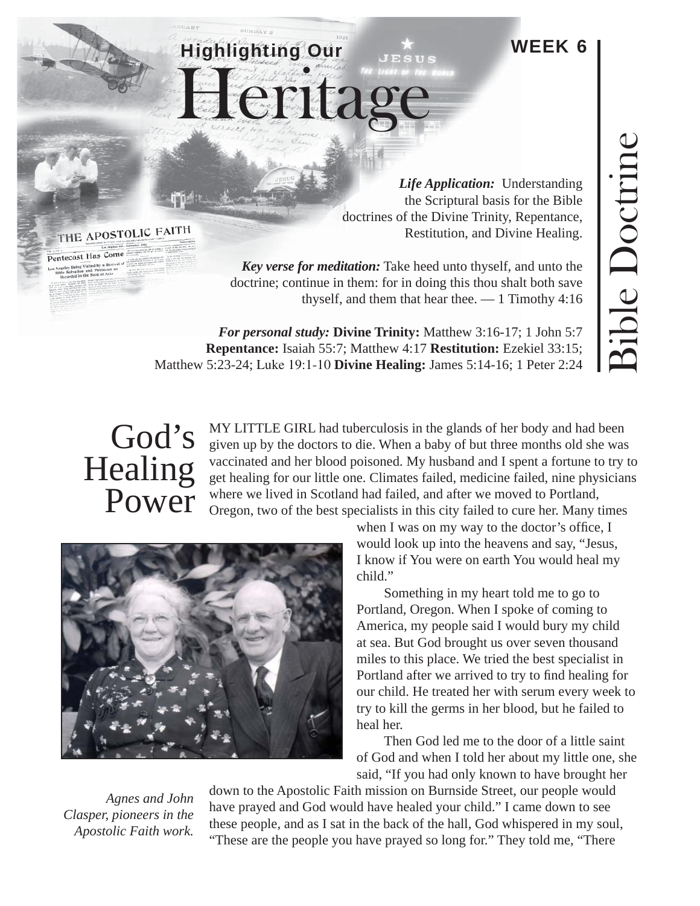WEEK 6

# Highlighting Our Heritage

## Bible Doctrine

***Life Application:*** Understanding the Scriptural basis for the Bible doctrines of the Divine Trinity, Repentance, Restitution, and Divine Healing.

***Key verse for meditation:*** Take heed unto thyself, and unto the doctrine; continue in them: for in doing this thou shalt both save thyself, and them that hear thee. — 1 Timothy 4:16

***For personal study:*** **Divine Trinity:** Matthew 3:16-17; 1 John 5:7 **Repentance:** Isaiah 55:7; Matthew 4:17 **Restitution:** Ezekiel 33:15; Matthew 5:23-24; Luke 19:1-10 **Divine Healing:** James 5:14-16; 1 Peter 2:24

## God's Healing Power

MY LITTLE GIRL had tuberculosis in the glands of her body and had been given up by the doctors to die. When a baby of but three months old she was vaccinated and her blood poisoned. My husband and I spent a fortune to try to get healing for our little one. Climates failed, medicine failed, nine physicians where we lived in Scotland had failed, and after we moved to Portland, Oregon, two of the best specialists in this city failed to cure her. Many times when I was on my way to the doctor's office, I would look up into the heavens and say, "Jesus, I know if You were on earth You would heal my child."

Something in my heart told me to go to Portland, Oregon. When I spoke of coming to America, my people said I would bury my child at sea. But God brought us over seven thousand miles to this place. We tried the best specialist in Portland after we arrived to try to find healing for our child. He treated her with serum every week to try to kill the germs in her blood, but he failed to heal her.

Then God led me to the door of a little saint of God and when I told her about my little one, she said, "If you had only known to have brought her down to the Apostolic Faith mission on Burnside Street, our people would have prayed and God would have healed your child." I came down to see these people, and as I sat in the back of the hall, God whispered in my soul, "These are the people you have prayed so long for." They told me, "There

*Agnes and John Clasper, pioneers in the Apostolic Faith work.*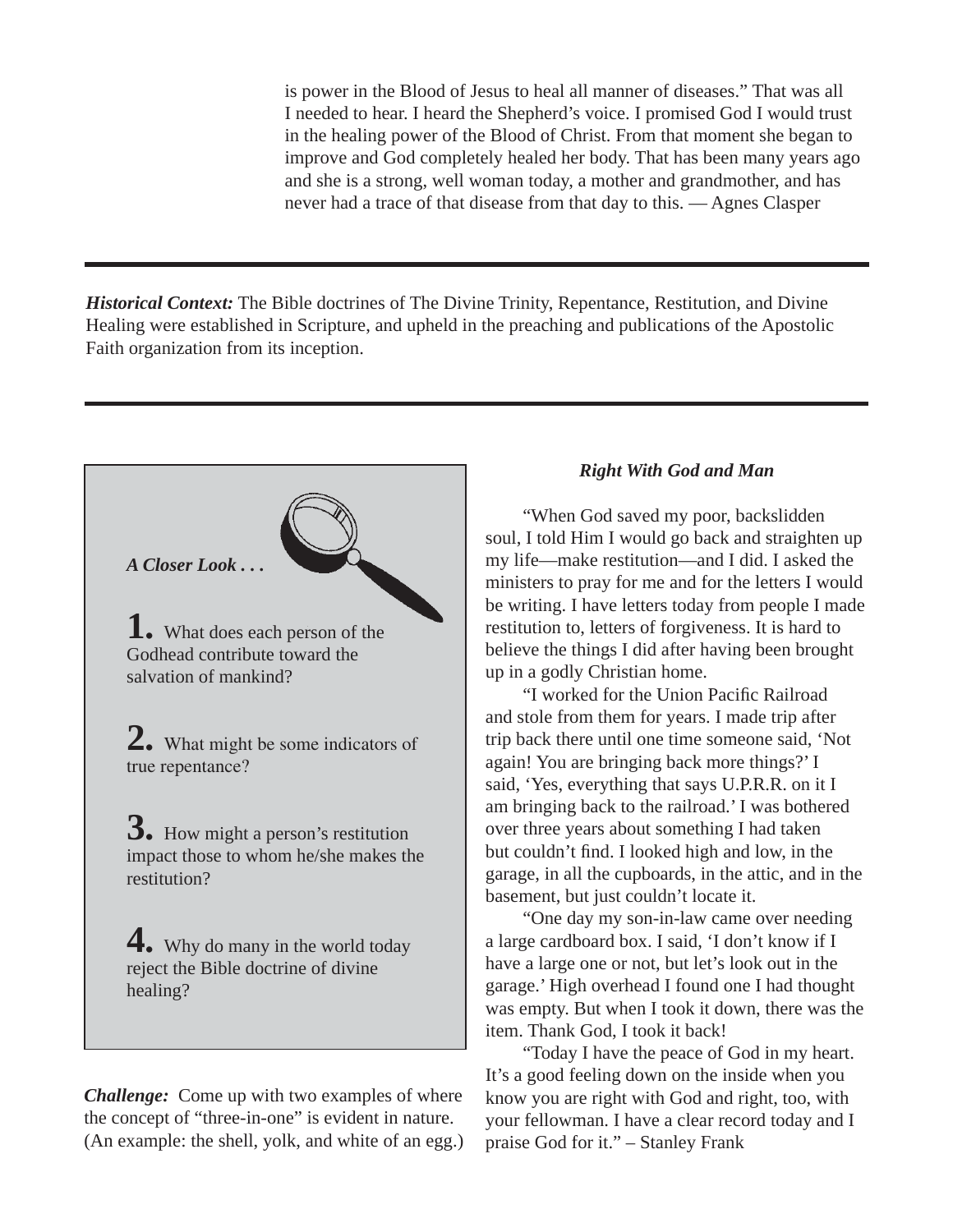is power in the Blood of Jesus to heal all manner of diseases." That was all I needed to hear. I heard the Shepherd's voice. I promised God I would trust in the healing power of the Blood of Christ. From that moment she began to improve and God completely healed her body. That has been many years ago and she is a strong, well woman today, a mother and grandmother, and has never had a trace of that disease from that day to this. — Agnes Clasper

---

***Historical Context:*** The Bible doctrines of The Divine Trinity, Repentance, Restitution, and Divine Healing were established in Scripture, and upheld in the preaching and publications of the Apostolic Faith organization from its inception.

---

***A Closer Look . . .***

**1.** What does each person of the Godhead contribute toward the salvation of mankind?

**2.** What might be some indicators of true repentance?

**3.** How might a person's restitution impact those to whom he/she makes the restitution?

**4.** Why do many in the world today reject the Bible doctrine of divine healing?

***Challenge:*** Come up with two examples of where the concept of "three-in-one" is evident in nature. (An example: the shell, yolk, and white of an egg.)

### *Right With God and Man*

"When God saved my poor, backslidden soul, I told Him I would go back and straighten up my life—make restitution—and I did. I asked the ministers to pray for me and for the letters I would be writing. I have letters today from people I made restitution to, letters of forgiveness. It is hard to believe the things I did after having been brought up in a godly Christian home.

"I worked for the Union Pacific Railroad and stole from them for years. I made trip after trip back there until one time someone said, 'Not again! You are bringing back more things?' I said, 'Yes, everything that says U.P.R.R. on it I am bringing back to the railroad.' I was bothered over three years about something I had taken but couldn't find. I looked high and low, in the garage, in all the cupboards, in the attic, and in the basement, but just couldn't locate it.

"One day my son-in-law came over needing a large cardboard box. I said, 'I don't know if I have a large one or not, but let's look out in the garage.' High overhead I found one I had thought was empty. But when I took it down, there was the item. Thank God, I took it back!

"Today I have the peace of God in my heart. It's a good feeling down on the inside when you know you are right with God and right, too, with your fellowman. I have a clear record today and I praise God for it." – Stanley Frank